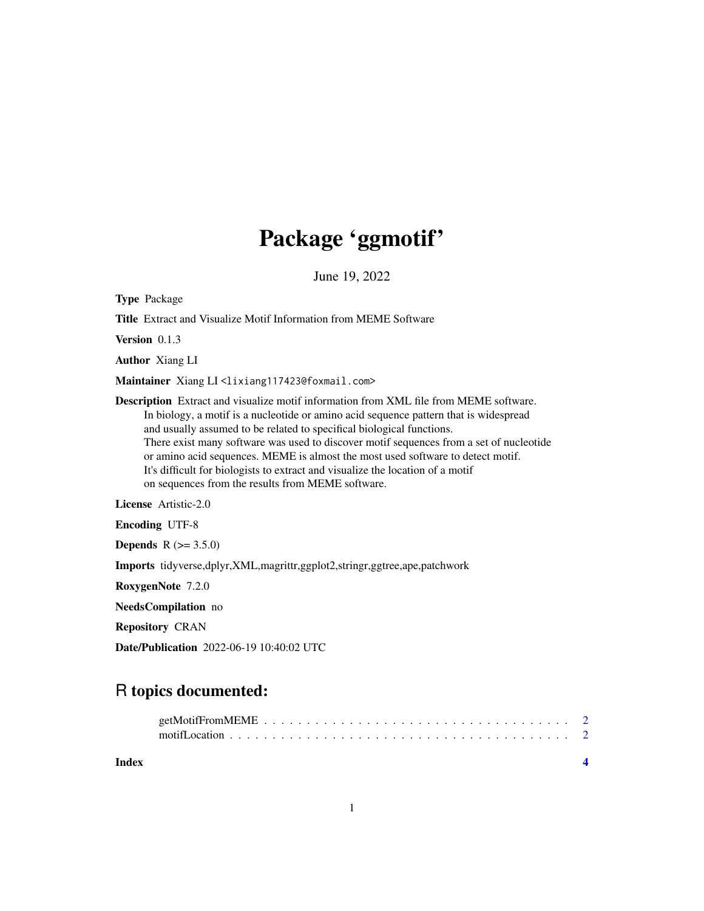# Package 'ggmotif'

June 19, 2022

**Type** Package

**Title** Extract and Visualize Motif Information from MEME Software

**Version** 0.1.3

**Author** Xiang LI

**Maintainer** Xiang LI <lixiang117423@foxmail.com>

**Description** Extract and visualize motif information from XML file from MEME software.
In biology, a motif is a nucleotide or amino acid sequence pattern that is widespread
and usually assumed to be related to specifical biological functions.
There exist many software was used to discover motif sequences from a set of nucleotide
or amino acid sequences. MEME is almost the most used software to detect motif.
It's difficult for biologists to extract and visualize the location of a motif
on sequences from the results from MEME software.

**License** Artistic-2.0

**Encoding** UTF-8

**Depends** R (>= 3.5.0)

**Imports** tidyverse,dplyr,XML,magrittr,ggplot2,stringr,ggtree,ape,patchwork

**RoxygenNote** 7.2.0

**NeedsCompilation** no

**Repository** CRAN

**Date/Publication** 2022-06-19 10:40:02 UTC

## R topics documented:

- getMotifFromMEME . . . . . . . . . . . . . . . . . . . . . . . . . . . . . . . . . . . . 2
- motifLocation . . . . . . . . . . . . . . . . . . . . . . . . . . . . . . . . . . . . . . . 2

**Index** **4**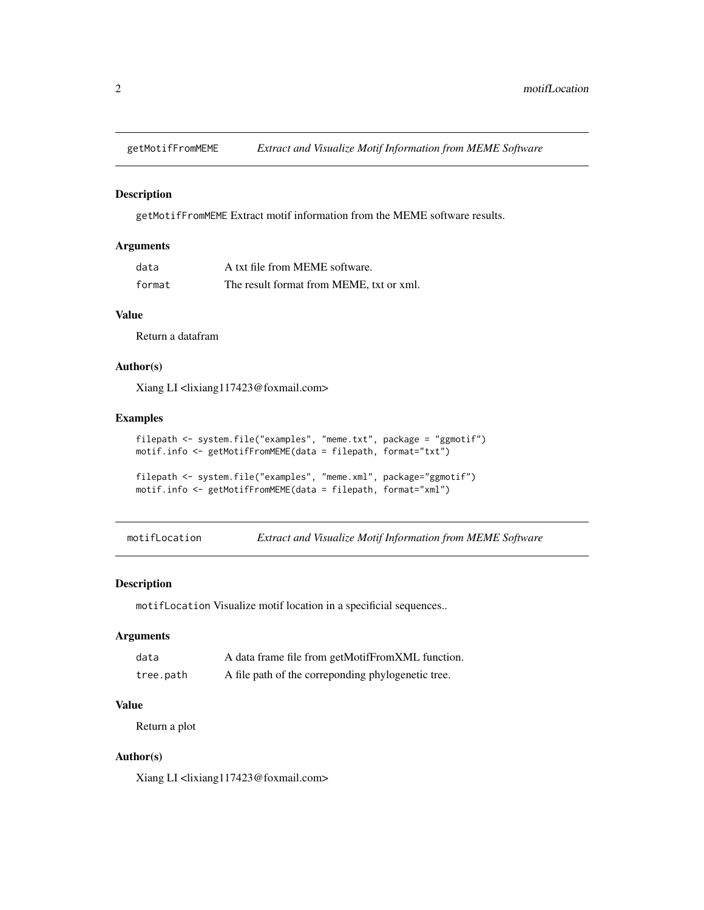## getMotifFromMEME    *Extract and Visualize Motif Information from MEME Software*

### Description

`getMotifFromMEME` Extract motif information from the MEME software results.

### Arguments

| | |
|---|---|
| `data` | A txt file from MEME software. |
| `format` | The result format from MEME, txt or xml. |

### Value

Return a datafram

### Author(s)

Xiang LI <lixiang117423@foxmail.com>

### Examples

```
filepath <- system.file("examples", "meme.txt", package = "ggmotif")
motif.info <- getMotifFromMEME(data = filepath, format="txt")

filepath <- system.file("examples", "meme.xml", package="ggmotif")
motif.info <- getMotifFromMEME(data = filepath, format="xml")
```

## motifLocation    *Extract and Visualize Motif Information from MEME Software*

### Description

`motifLocation` Visualize motif location in a specificial sequences..

### Arguments

| | |
|---|---|
| `data` | A data frame file from getMotifFromXML function. |
| `tree.path` | A file path of the correponding phylogenetic tree. |

### Value

Return a plot

### Author(s)

Xiang LI <lixiang117423@foxmail.com>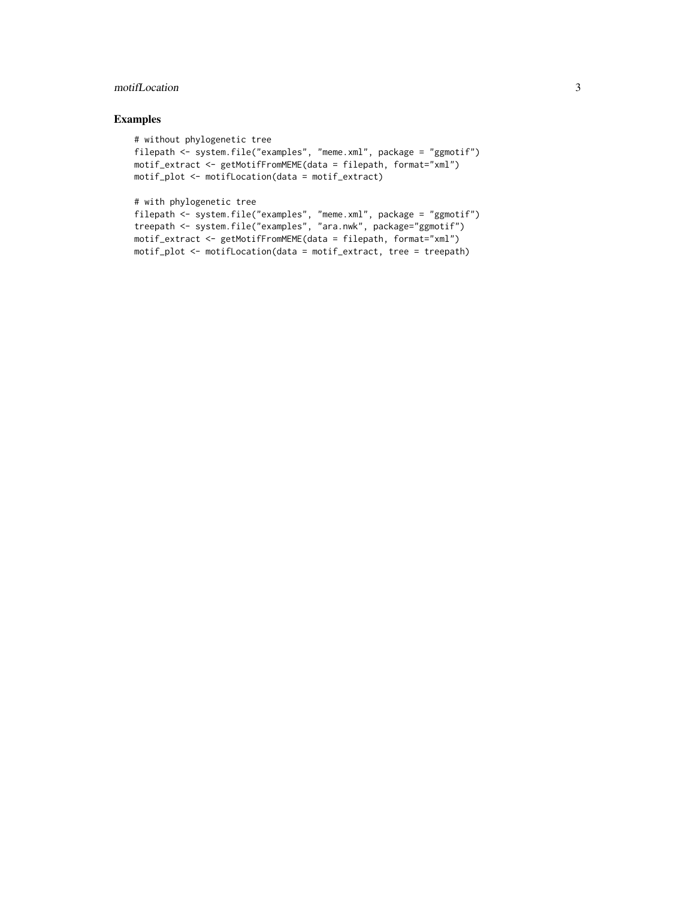## Examples

```
# without phylogenetic tree
filepath <- system.file("examples", "meme.xml", package = "ggmotif")
motif_extract <- getMotifFromMEME(data = filepath, format="xml")
motif_plot <- motifLocation(data = motif_extract)

# with phylogenetic tree
filepath <- system.file("examples", "meme.xml", package = "ggmotif")
treepath <- system.file("examples", "ara.nwk", package="ggmotif")
motif_extract <- getMotifFromMEME(data = filepath, format="xml")
motif_plot <- motifLocation(data = motif_extract, tree = treepath)
```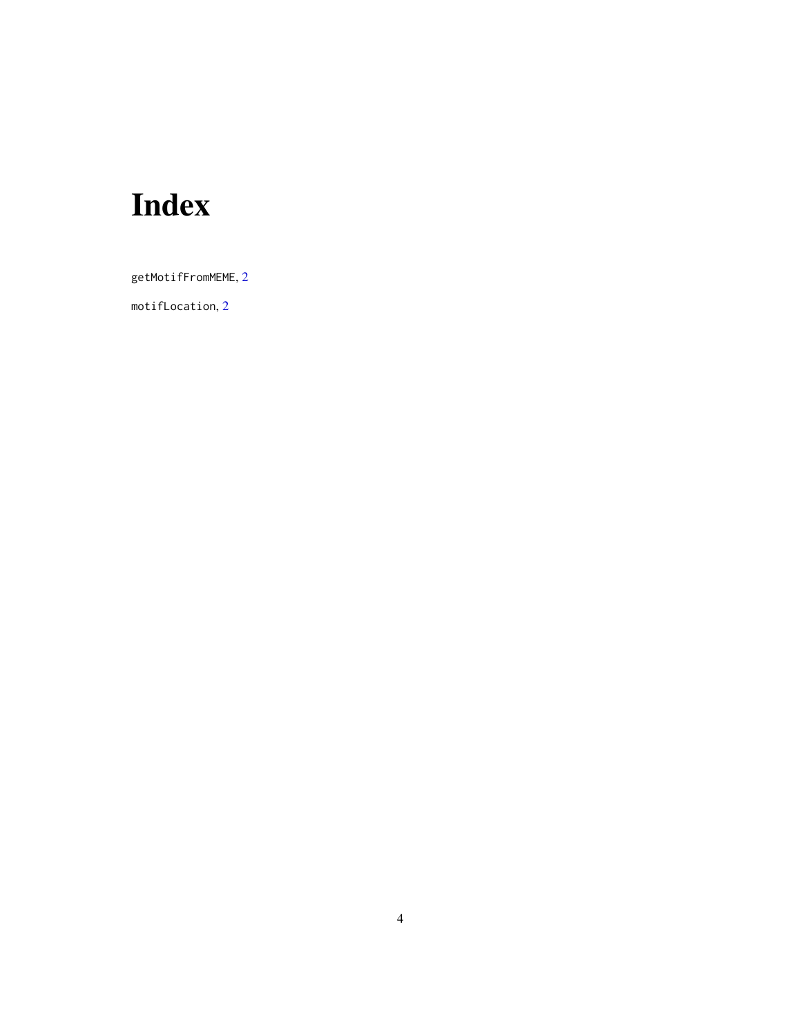# Index

getMotifFromMEME, 2

motifLocation, 2